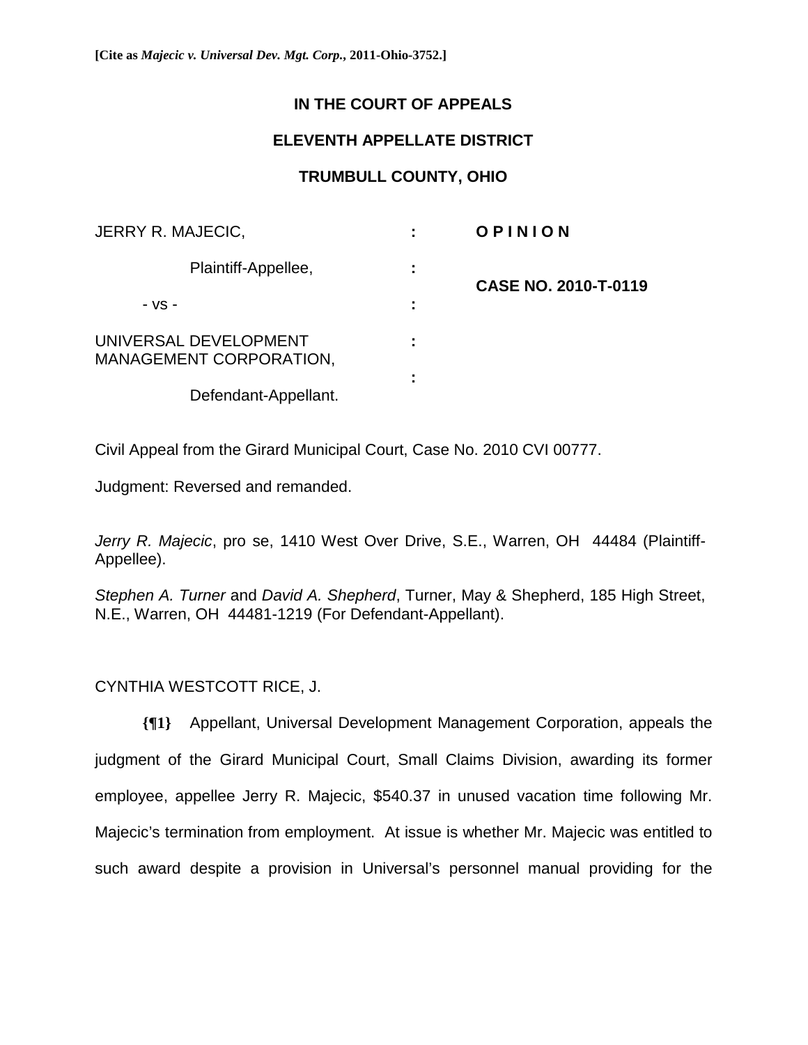**[Cite as *Majecic v. Universal Dev. Mgt. Corp.*, 2011-Ohio-3752.]**

**IN THE COURT OF APPEALS**

**ELEVENTH APPELLATE DISTRICT**

**TRUMBULL COUNTY, OHIO**

| | | |
|---|---|---|
| JERRY R. MAJECIC, | : | **O P I N I O N** |
| Plaintiff-Appellee, | : | **CASE NO. 2010-T-0119** |
| - vs - | : | |
| UNIVERSAL DEVELOPMENT MANAGEMENT CORPORATION, | : | |
| Defendant-Appellant. | : | |

Civil Appeal from the Girard Municipal Court, Case No. 2010 CVI 00777.

Judgment: Reversed and remanded.

*Jerry R. Majecic*, pro se, 1410 West Over Drive, S.E., Warren, OH 44484 (Plaintiff-Appellee).

*Stephen A. Turner* and *David A. Shepherd*, Turner, May & Shepherd, 185 High Street, N.E., Warren, OH 44481-1219 (For Defendant-Appellant).

CYNTHIA WESTCOTT RICE, J.

**{¶1}** Appellant, Universal Development Management Corporation, appeals the judgment of the Girard Municipal Court, Small Claims Division, awarding its former employee, appellee Jerry R. Majecic, $540.37 in unused vacation time following Mr. Majecic's termination from employment. At issue is whether Mr. Majecic was entitled to such award despite a provision in Universal's personnel manual providing for the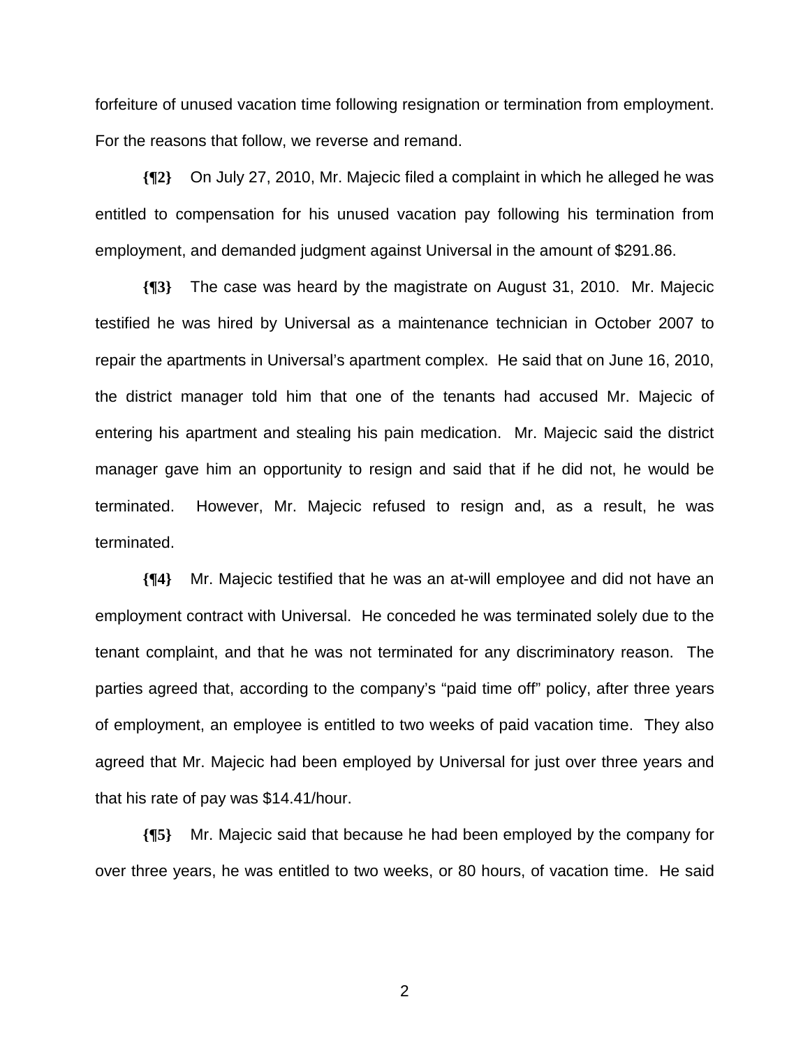forfeiture of unused vacation time following resignation or termination from employment. For the reasons that follow, we reverse and remand.

**{¶2}** On July 27, 2010, Mr. Majecic filed a complaint in which he alleged he was entitled to compensation for his unused vacation pay following his termination from employment, and demanded judgment against Universal in the amount of $291.86.

**{¶3}** The case was heard by the magistrate on August 31, 2010. Mr. Majecic testified he was hired by Universal as a maintenance technician in October 2007 to repair the apartments in Universal's apartment complex. He said that on June 16, 2010, the district manager told him that one of the tenants had accused Mr. Majecic of entering his apartment and stealing his pain medication. Mr. Majecic said the district manager gave him an opportunity to resign and said that if he did not, he would be terminated. However, Mr. Majecic refused to resign and, as a result, he was terminated.

**{¶4}** Mr. Majecic testified that he was an at-will employee and did not have an employment contract with Universal. He conceded he was terminated solely due to the tenant complaint, and that he was not terminated for any discriminatory reason. The parties agreed that, according to the company's "paid time off" policy, after three years of employment, an employee is entitled to two weeks of paid vacation time. They also agreed that Mr. Majecic had been employed by Universal for just over three years and that his rate of pay was $14.41/hour.

**{¶5}** Mr. Majecic said that because he had been employed by the company for over three years, he was entitled to two weeks, or 80 hours, of vacation time. He said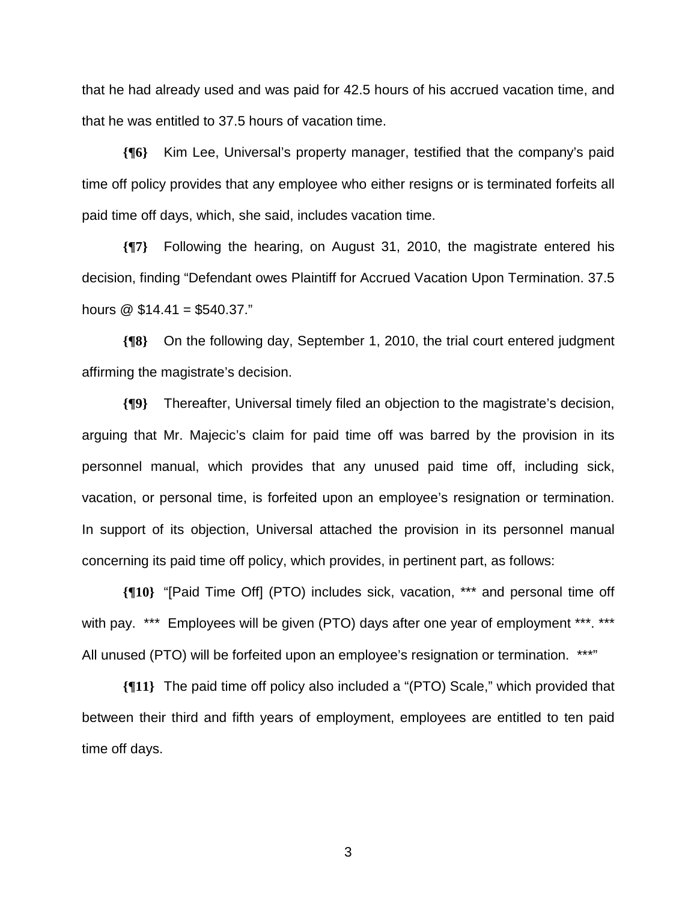that he had already used and was paid for 42.5 hours of his accrued vacation time, and that he was entitled to 37.5 hours of vacation time.

**{¶6}** Kim Lee, Universal's property manager, testified that the company's paid time off policy provides that any employee who either resigns or is terminated forfeits all paid time off days, which, she said, includes vacation time.

**{¶7}** Following the hearing, on August 31, 2010, the magistrate entered his decision, finding "Defendant owes Plaintiff for Accrued Vacation Upon Termination. 37.5 hours @ $14.41 = $540.37."

**{¶8}** On the following day, September 1, 2010, the trial court entered judgment affirming the magistrate's decision.

**{¶9}** Thereafter, Universal timely filed an objection to the magistrate's decision, arguing that Mr. Majecic's claim for paid time off was barred by the provision in its personnel manual, which provides that any unused paid time off, including sick, vacation, or personal time, is forfeited upon an employee's resignation or termination. In support of its objection, Universal attached the provision in its personnel manual concerning its paid time off policy, which provides, in pertinent part, as follows:

**{¶10}** "[Paid Time Off] (PTO) includes sick, vacation, *** and personal time off with pay. *** Employees will be given (PTO) days after one year of employment ***. *** All unused (PTO) will be forfeited upon an employee's resignation or termination. ***"

**{¶11}** The paid time off policy also included a "(PTO) Scale," which provided that between their third and fifth years of employment, employees are entitled to ten paid time off days.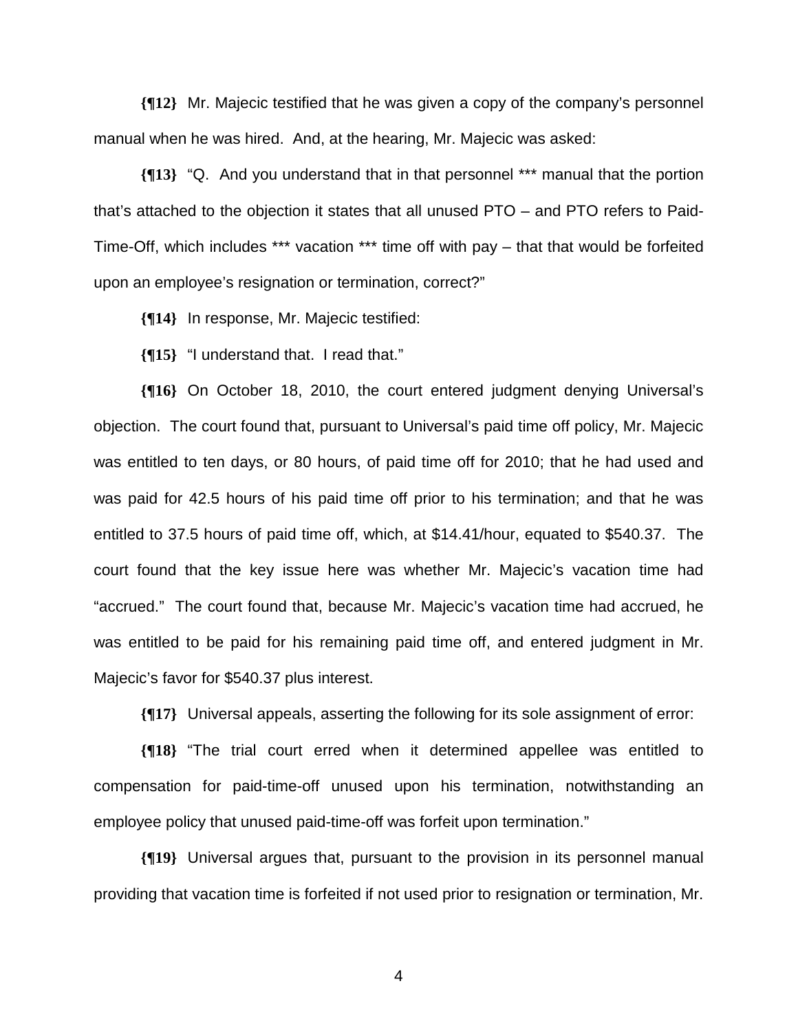**{¶12}** Mr. Majecic testified that he was given a copy of the company's personnel manual when he was hired. And, at the hearing, Mr. Majecic was asked:

**{¶13}** "Q. And you understand that in that personnel *** manual that the portion that's attached to the objection it states that all unused PTO – and PTO refers to Paid-Time-Off, which includes *** vacation *** time off with pay – that that would be forfeited upon an employee's resignation or termination, correct?"

**{¶14}** In response, Mr. Majecic testified:

**{¶15}** "I understand that. I read that."

**{¶16}** On October 18, 2010, the court entered judgment denying Universal's objection. The court found that, pursuant to Universal's paid time off policy, Mr. Majecic was entitled to ten days, or 80 hours, of paid time off for 2010; that he had used and was paid for 42.5 hours of his paid time off prior to his termination; and that he was entitled to 37.5 hours of paid time off, which, at $14.41/hour, equated to $540.37. The court found that the key issue here was whether Mr. Majecic's vacation time had "accrued." The court found that, because Mr. Majecic's vacation time had accrued, he was entitled to be paid for his remaining paid time off, and entered judgment in Mr. Majecic's favor for $540.37 plus interest.

**{¶17}** Universal appeals, asserting the following for its sole assignment of error:

**{¶18}** "The trial court erred when it determined appellee was entitled to compensation for paid-time-off unused upon his termination, notwithstanding an employee policy that unused paid-time-off was forfeit upon termination."

**{¶19}** Universal argues that, pursuant to the provision in its personnel manual providing that vacation time is forfeited if not used prior to resignation or termination, Mr.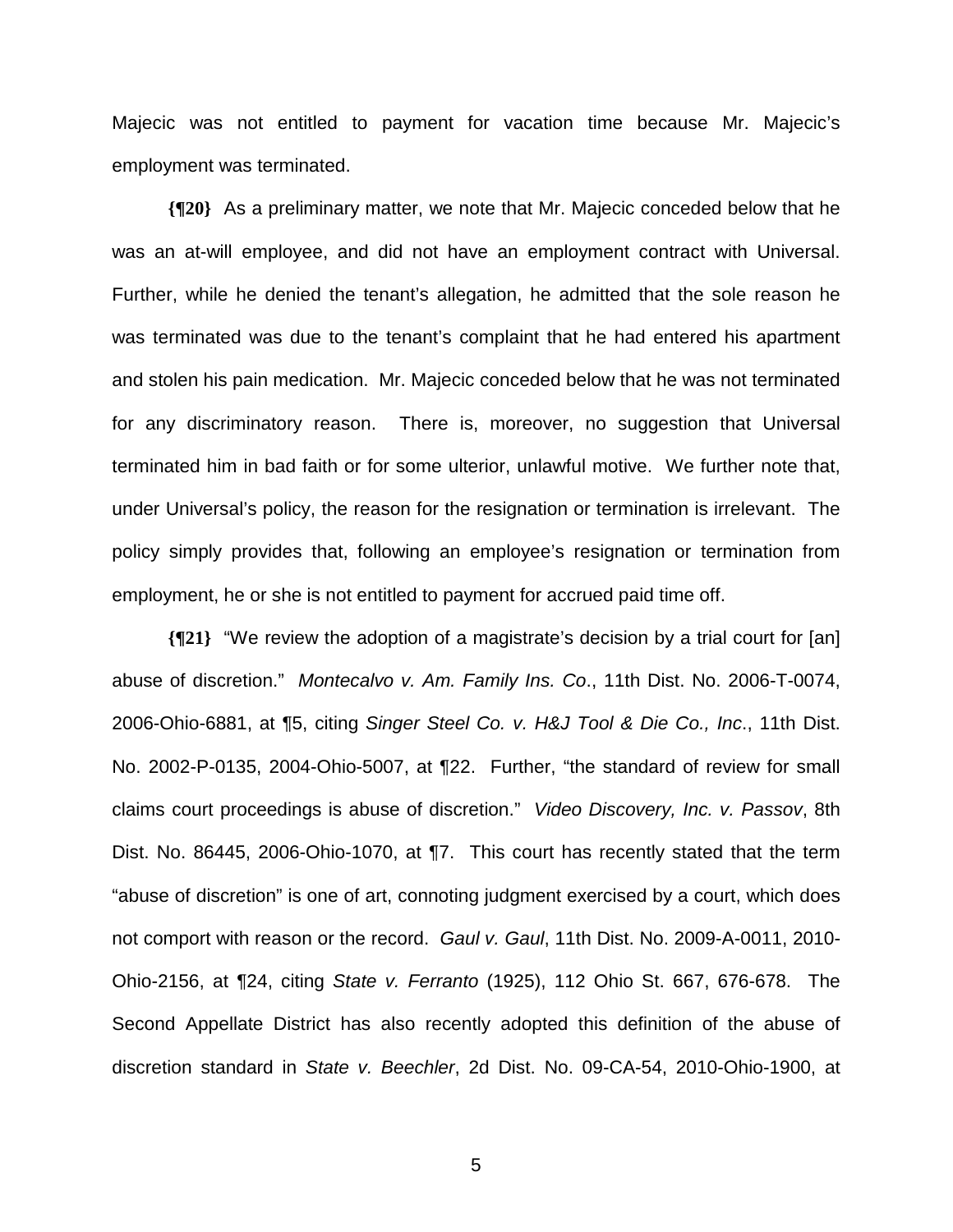Majecic was not entitled to payment for vacation time because Mr. Majecic's employment was terminated.

**{¶20}** As a preliminary matter, we note that Mr. Majecic conceded below that he was an at-will employee, and did not have an employment contract with Universal. Further, while he denied the tenant's allegation, he admitted that the sole reason he was terminated was due to the tenant's complaint that he had entered his apartment and stolen his pain medication. Mr. Majecic conceded below that he was not terminated for any discriminatory reason. There is, moreover, no suggestion that Universal terminated him in bad faith or for some ulterior, unlawful motive. We further note that, under Universal's policy, the reason for the resignation or termination is irrelevant. The policy simply provides that, following an employee's resignation or termination from employment, he or she is not entitled to payment for accrued paid time off.

**{¶21}** "We review the adoption of a magistrate's decision by a trial court for [an] abuse of discretion." *Montecalvo v. Am. Family Ins. Co*., 11th Dist. No. 2006-T-0074, 2006-Ohio-6881, at ¶5, citing *Singer Steel Co. v. H&J Tool & Die Co., Inc*., 11th Dist. No. 2002-P-0135, 2004-Ohio-5007, at ¶22. Further, "the standard of review for small claims court proceedings is abuse of discretion." *Video Discovery, Inc. v. Passov*, 8th Dist. No. 86445, 2006-Ohio-1070, at ¶7. This court has recently stated that the term "abuse of discretion" is one of art, connoting judgment exercised by a court, which does not comport with reason or the record. *Gaul v. Gaul*, 11th Dist. No. 2009-A-0011, 2010-Ohio-2156, at ¶24, citing *State v. Ferranto* (1925), 112 Ohio St. 667, 676-678. The Second Appellate District has also recently adopted this definition of the abuse of discretion standard in *State v. Beechler*, 2d Dist. No. 09-CA-54, 2010-Ohio-1900, at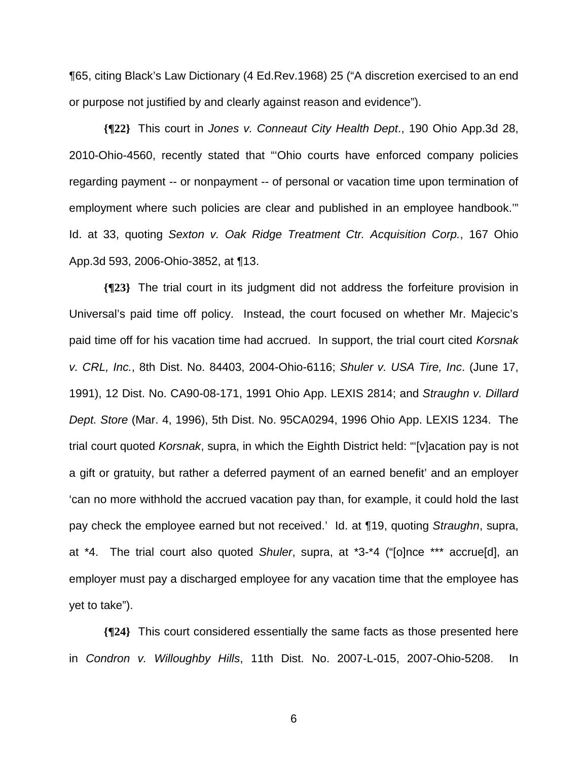¶65, citing Black's Law Dictionary (4 Ed.Rev.1968) 25 ("A discretion exercised to an end or purpose not justified by and clearly against reason and evidence").

**{¶22}** This court in *Jones v. Conneaut City Health Dept*., 190 Ohio App.3d 28, 2010-Ohio-4560, recently stated that "'Ohio courts have enforced company policies regarding payment -- or nonpayment -- of personal or vacation time upon termination of employment where such policies are clear and published in an employee handbook.'" Id. at 33, quoting *Sexton v. Oak Ridge Treatment Ctr. Acquisition Corp.*, 167 Ohio App.3d 593, 2006-Ohio-3852, at ¶13.

**{¶23}** The trial court in its judgment did not address the forfeiture provision in Universal's paid time off policy. Instead, the court focused on whether Mr. Majecic's paid time off for his vacation time had accrued. In support, the trial court cited *Korsnak v. CRL, Inc.*, 8th Dist. No. 84403, 2004-Ohio-6116; *Shuler v. USA Tire, Inc*. (June 17, 1991), 12 Dist. No. CA90-08-171, 1991 Ohio App. LEXIS 2814; and *Straughn v. Dillard Dept. Store* (Mar. 4, 1996), 5th Dist. No. 95CA0294, 1996 Ohio App. LEXIS 1234. The trial court quoted *Korsnak*, supra, in which the Eighth District held: "'[v]acation pay is not a gift or gratuity, but rather a deferred payment of an earned benefit' and an employer 'can no more withhold the accrued vacation pay than, for example, it could hold the last pay check the employee earned but not received.' Id. at ¶19, quoting *Straughn*, supra, at *4. The trial court also quoted *Shuler*, supra, at *3-*4 ("[o]nce *** accrue[d], an employer must pay a discharged employee for any vacation time that the employee has yet to take").

**{¶24}** This court considered essentially the same facts as those presented here in *Condron v. Willoughby Hills*, 11th Dist. No. 2007-L-015, 2007-Ohio-5208. In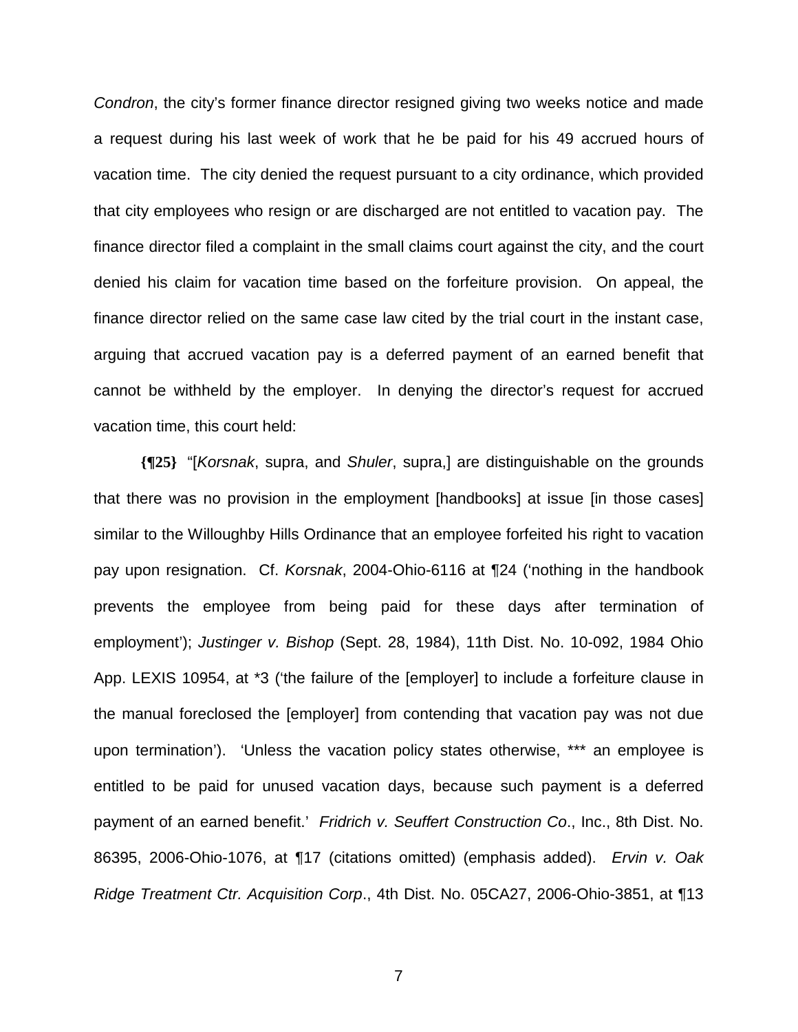*Condron*, the city's former finance director resigned giving two weeks notice and made a request during his last week of work that he be paid for his 49 accrued hours of vacation time. The city denied the request pursuant to a city ordinance, which provided that city employees who resign or are discharged are not entitled to vacation pay. The finance director filed a complaint in the small claims court against the city, and the court denied his claim for vacation time based on the forfeiture provision. On appeal, the finance director relied on the same case law cited by the trial court in the instant case, arguing that accrued vacation pay is a deferred payment of an earned benefit that cannot be withheld by the employer. In denying the director's request for accrued vacation time, this court held:

**{¶25}** "[*Korsnak*, supra, and *Shuler*, supra,] are distinguishable on the grounds that there was no provision in the employment [handbooks] at issue [in those cases] similar to the Willoughby Hills Ordinance that an employee forfeited his right to vacation pay upon resignation. Cf. *Korsnak*, 2004-Ohio-6116 at ¶24 ('nothing in the handbook prevents the employee from being paid for these days after termination of employment'); *Justinger v. Bishop* (Sept. 28, 1984), 11th Dist. No. 10-092, 1984 Ohio App. LEXIS 10954, at *3 ('the failure of the [employer] to include a forfeiture clause in the manual foreclosed the [employer] from contending that vacation pay was not due upon termination'). 'Unless the vacation policy states otherwise, *** an employee is entitled to be paid for unused vacation days, because such payment is a deferred payment of an earned benefit.' *Fridrich v. Seuffert Construction Co*., Inc., 8th Dist. No. 86395, 2006-Ohio-1076, at ¶17 (citations omitted) (emphasis added). *Ervin v. Oak Ridge Treatment Ctr. Acquisition Corp*., 4th Dist. No. 05CA27, 2006-Ohio-3851, at ¶13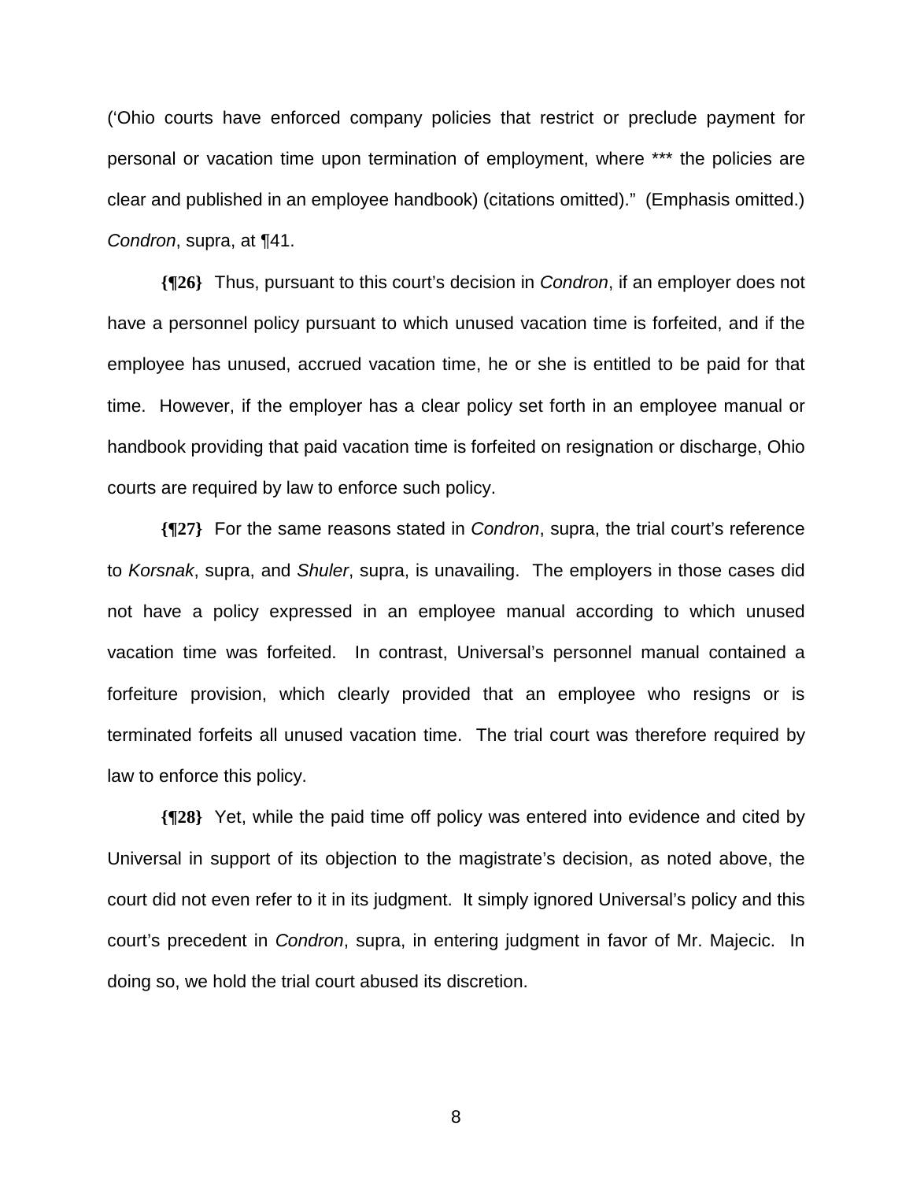('Ohio courts have enforced company policies that restrict or preclude payment for personal or vacation time upon termination of employment, where *** the policies are clear and published in an employee handbook) (citations omitted)." (Emphasis omitted.) *Condron*, supra, at ¶41.

**{¶26}** Thus, pursuant to this court's decision in *Condron*, if an employer does not have a personnel policy pursuant to which unused vacation time is forfeited, and if the employee has unused, accrued vacation time, he or she is entitled to be paid for that time. However, if the employer has a clear policy set forth in an employee manual or handbook providing that paid vacation time is forfeited on resignation or discharge, Ohio courts are required by law to enforce such policy.

**{¶27}** For the same reasons stated in *Condron*, supra, the trial court's reference to *Korsnak*, supra, and *Shuler*, supra, is unavailing. The employers in those cases did not have a policy expressed in an employee manual according to which unused vacation time was forfeited. In contrast, Universal's personnel manual contained a forfeiture provision, which clearly provided that an employee who resigns or is terminated forfeits all unused vacation time. The trial court was therefore required by law to enforce this policy.

**{¶28}** Yet, while the paid time off policy was entered into evidence and cited by Universal in support of its objection to the magistrate's decision, as noted above, the court did not even refer to it in its judgment. It simply ignored Universal's policy and this court's precedent in *Condron*, supra, in entering judgment in favor of Mr. Majecic. In doing so, we hold the trial court abused its discretion.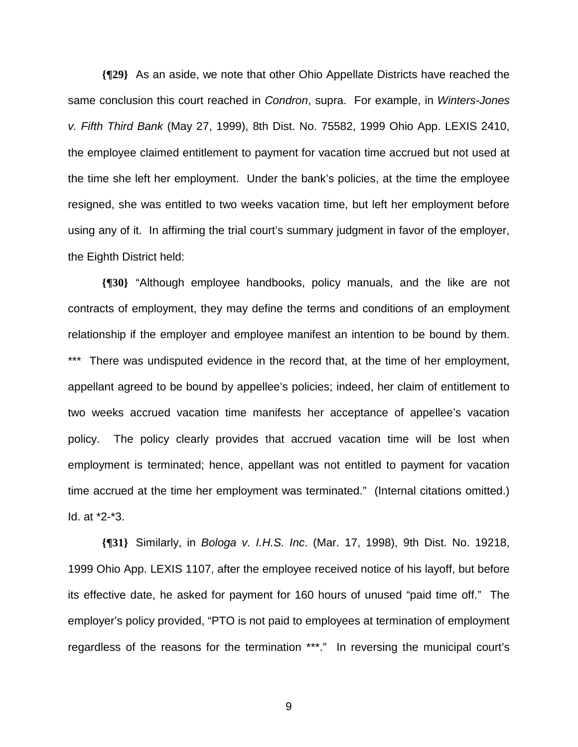**{¶29}** As an aside, we note that other Ohio Appellate Districts have reached the same conclusion this court reached in *Condron*, supra. For example, in *Winters-Jones v. Fifth Third Bank* (May 27, 1999), 8th Dist. No. 75582, 1999 Ohio App. LEXIS 2410, the employee claimed entitlement to payment for vacation time accrued but not used at the time she left her employment. Under the bank's policies, at the time the employee resigned, she was entitled to two weeks vacation time, but left her employment before using any of it. In affirming the trial court's summary judgment in favor of the employer, the Eighth District held:

**{¶30}** "Although employee handbooks, policy manuals, and the like are not contracts of employment, they may define the terms and conditions of an employment relationship if the employer and employee manifest an intention to be bound by them. *** There was undisputed evidence in the record that, at the time of her employment, appellant agreed to be bound by appellee's policies; indeed, her claim of entitlement to two weeks accrued vacation time manifests her acceptance of appellee's vacation policy. The policy clearly provides that accrued vacation time will be lost when employment is terminated; hence, appellant was not entitled to payment for vacation time accrued at the time her employment was terminated." (Internal citations omitted.) Id. at *2-*3.

**{¶31}** Similarly, in *Bologa v. I.H.S. Inc*. (Mar. 17, 1998), 9th Dist. No. 19218, 1999 Ohio App. LEXIS 1107, after the employee received notice of his layoff, but before its effective date, he asked for payment for 160 hours of unused "paid time off." The employer's policy provided, "PTO is not paid to employees at termination of employment regardless of the reasons for the termination ***." In reversing the municipal court's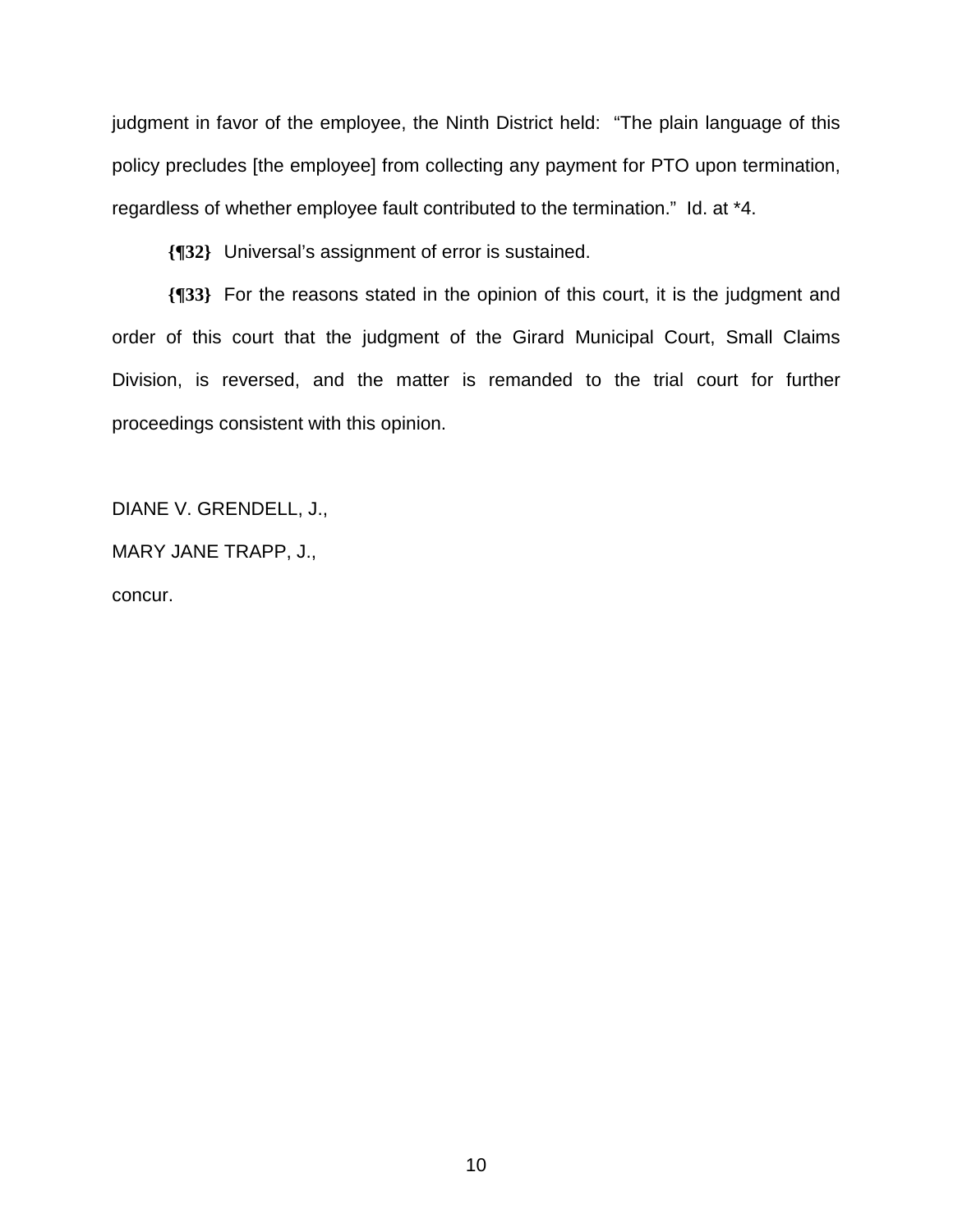judgment in favor of the employee, the Ninth District held: "The plain language of this policy precludes [the employee] from collecting any payment for PTO upon termination, regardless of whether employee fault contributed to the termination." Id. at *4.

**{¶32}** Universal's assignment of error is sustained.

**{¶33}** For the reasons stated in the opinion of this court, it is the judgment and order of this court that the judgment of the Girard Municipal Court, Small Claims Division, is reversed, and the matter is remanded to the trial court for further proceedings consistent with this opinion.

DIANE V. GRENDELL, J.,

MARY JANE TRAPP, J.,

concur.